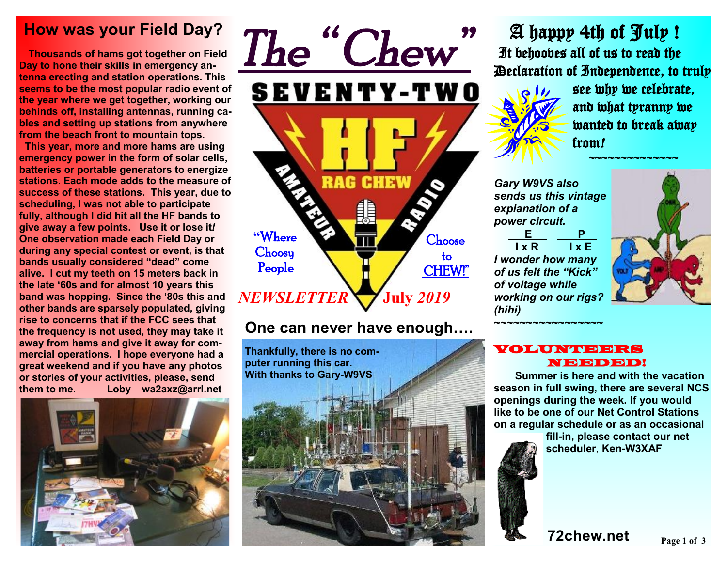# The "Chew"

SEVENTY-TWO

HF RAG CHEW AMATEUR RADIO

"Where Choosy People Choose to CHEW!"

*NEWSLETTER* **July** *2019*

## How was your Field Day?

**Thousands of hams got together on Field Day to hone their skills in emergency antenna erecting and station operations. This seems to be the most popular radio event of the year where we get together, working our behinds off, installing antennas, running cables and setting up stations from anywhere from the beach front to mountain tops.**

**This year, more and more hams are using emergency power in the form of solar cells, batteries or portable generators to energize stations. Each mode adds to the measure of success of these stations. This year, due to scheduling, I was not able to participate fully, although I did hit all the HF bands to give away a few points. Use it or lose it! One observation made each Field Day or during any special contest or event, is that bands usually considered "dead" come alive. I cut my teeth on 15 meters back in the late '60s and for almost 10 years this band was hopping. Since the '80s this and other bands are sparsely populated, giving rise to concerns that if the FCC sees that the frequency is not used, they may take it away from hams and give it away for commercial operations. I hope everyone had a great weekend and if you have any photos or stories of your activities, please, send them to me. Loby wa2axz@arrl.net**

## One can never have enough….

**Thankfully, there is no computer running this car.**
**With thanks to Gary-W9VS**

## A happy 4th of July !

It behooves all of us to read the Declaration of Independence, to truly see why we celebrate, and what tyranny we wanted to break away from!

~~~~~~~~~~~~~~~

*Gary W9VS also sends us this vintage explanation of a power circuit.*

$$\frac{E}{I \times R} \qquad \frac{P}{I \times E}$$

*I wonder how many of us felt the "Kick" of voltage while working on our rigs? (hihi)*

~~~~~~~~~~~~~~~~~~

## VOLUNTEERS NEEDED!

**Summer is here and with the vacation season in full swing, there are several NCS openings during the week. If you would like to be one of our Net Control Stations on a regular schedule or as an occasional fill-in, please contact our net scheduler, Ken-W3XAF**

**72chew.net**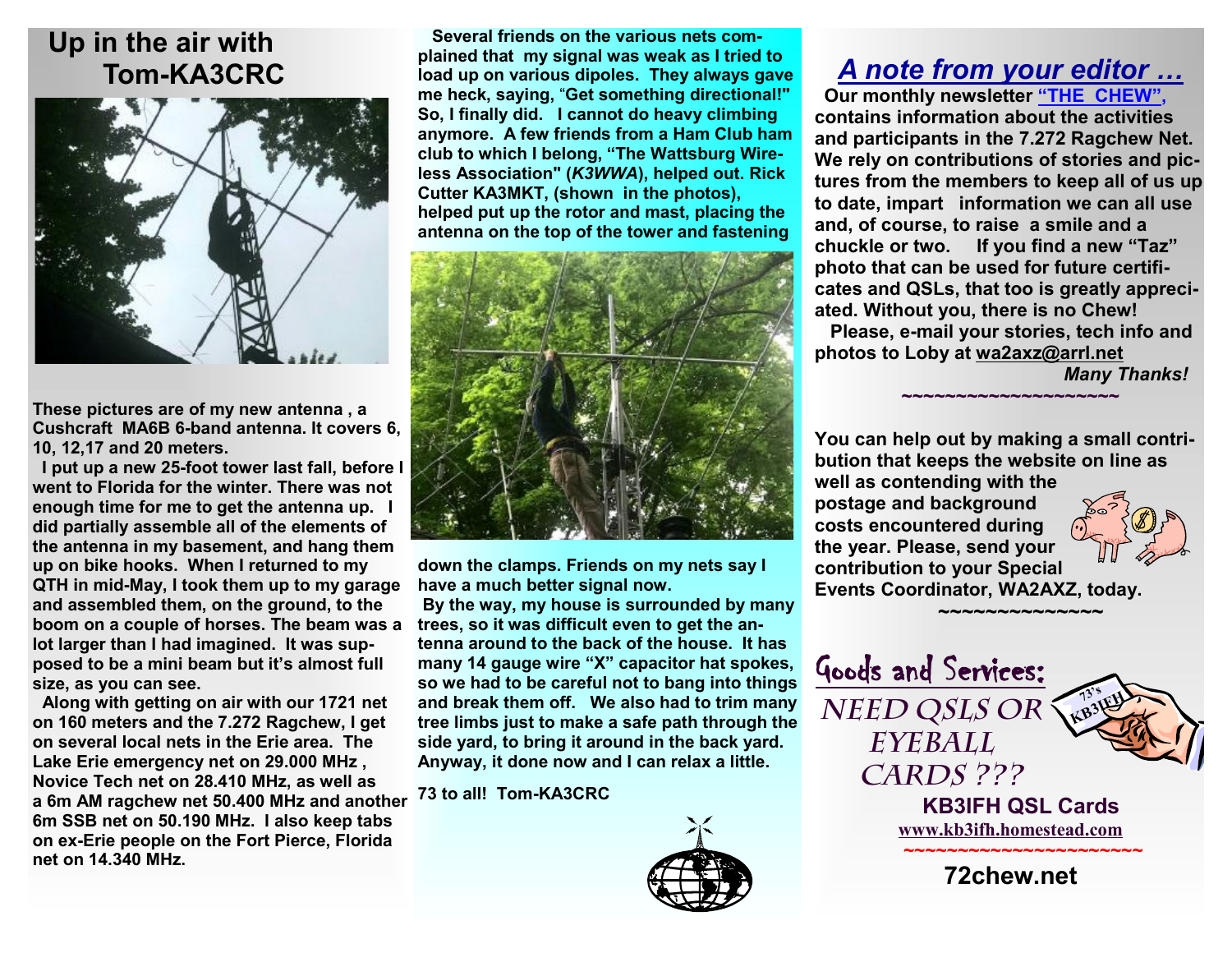## Up in the air with Tom-KA3CRC

These pictures are of my new antenna , a Cushcraft MA6B 6-band antenna. It covers 6, 10, 12,17 and 20 meters.

I put up a new 25-foot tower last fall, before I went to Florida for the winter. There was not enough time for me to get the antenna up. I did partially assemble all of the elements of the antenna in my basement, and hang them up on bike hooks. When I returned to my QTH in mid-May, I took them up to my garage and assembled them, on the ground, to the boom on a couple of horses. The beam was a lot larger than I had imagined. It was supposed to be a mini beam but it's almost full size, as you can see.

Along with getting on air with our 1721 net on 160 meters and the 7.272 Ragchew, I get on several local nets in the Erie area. The Lake Erie emergency net on 29.000 MHz , Novice Tech net on 28.410 MHz, as well as a 6m AM ragchew net 50.400 MHz and another 6m SSB net on 50.190 MHz. I also keep tabs on ex-Erie people on the Fort Pierce, Florida net on 14.340 MHz.

Several friends on the various nets complained that my signal was weak as I tried to load up on various dipoles. They always gave me heck, saying, "Get something directional!" So, I finally did. I cannot do heavy climbing anymore. A few friends from a Ham Club ham club to which I belong, "The Wattsburg Wireless Association" (*K3WWA*), helped out. Rick Cutter KA3MKT, (shown in the photos), helped put up the rotor and mast, placing the antenna on the top of the tower and fastening down the clamps. Friends on my nets say I have a much better signal now.

By the way, my house is surrounded by many trees, so it was difficult even to get the antenna around to the back of the house. It has many 14 gauge wire "X" capacitor hat spokes, so we had to be careful not to bang into things and break them off. We also had to trim many tree limbs just to make a safe path through the side yard, to bring it around in the back yard. Anyway, it done now and I can relax a little.

73 to all! Tom-KA3CRC

## *A note from your editor …*

Our monthly newsletter **"THE CHEW"**, contains information about the activities and participants in the 7.272 Ragchew Net. We rely on contributions of stories and pictures from the members to keep all of us up to date, impart information we can all use and, of course, to raise a smile and a chuckle or two. If you find a new "Taz" photo that can be used for future certificates and QSLs, that too is greatly appreciated. Without you, there is no Chew!

Please, e-mail your stories, tech info and photos to Loby at wa2axz@arrl.net

*Many Thanks!*

~~~~~~~~~~~~~~~~~~~~~

You can help out by making a small contribution that keeps the website on line as well as contending with the postage and background costs encountered during the year. Please, send your contribution to your Special Events Coordinator, WA2AXZ, today.

~~~~~~~~~~~~~~~

### Goods and Services:

NEED QSLS OR EYEBALL CARDS ???

**KB3IFH QSL Cards**

www.kb3ifh.homestead.com

~~~~~~~~~~~~~~~~~~~~~~~

**72chew.net**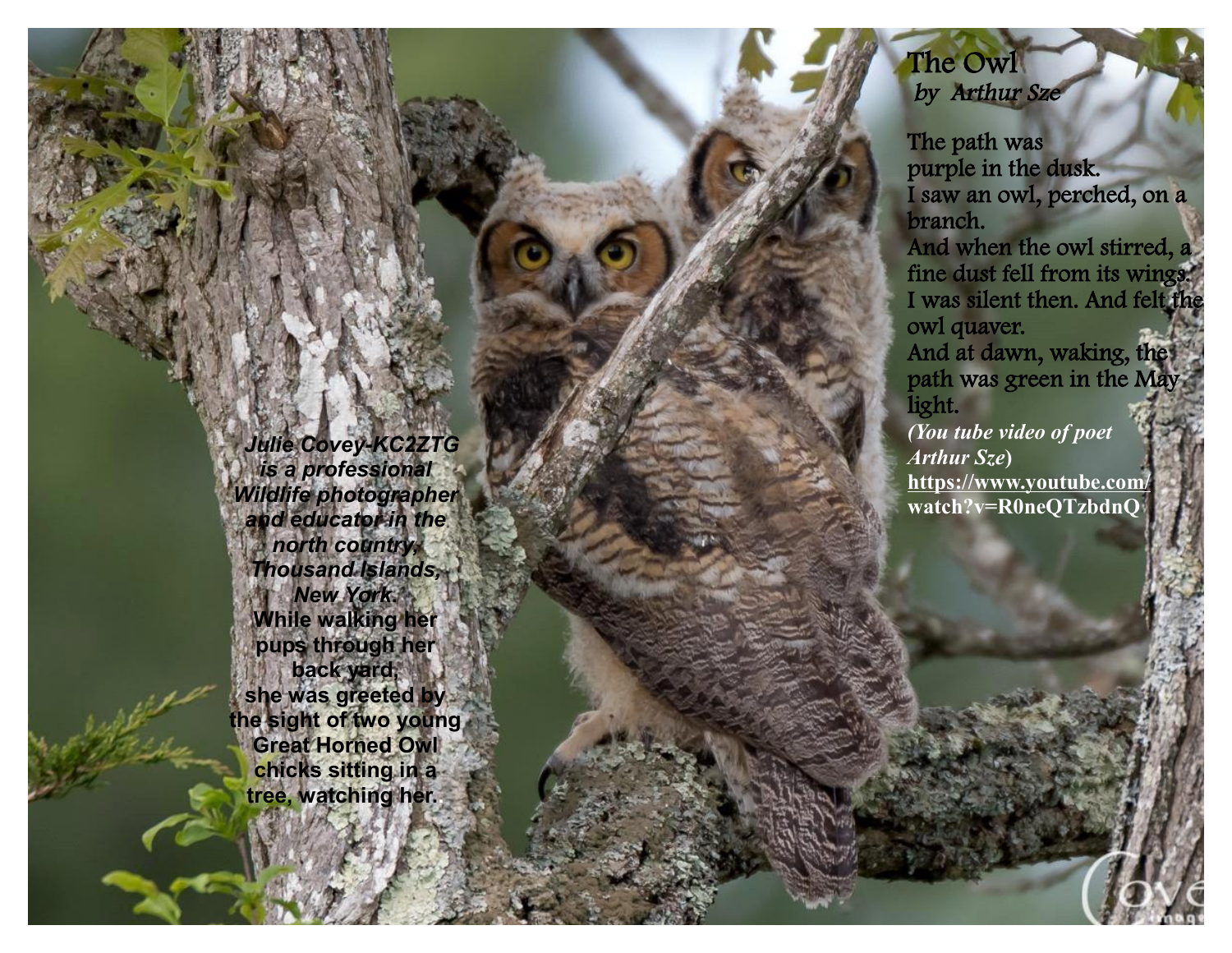# The Owl

*by Arthur Sze*

The path was
purple in the dusk.
I saw an owl, perched, on a
branch.
And when the owl stirred, a
fine dust fell from its wings.
I was silent then. And felt the
owl quaver.
And at dawn, waking, the
path was green in the May
light.

***(You tube video of poet Arthur Sze)***
**https://www.youtube.com/watch?v=R0neQTzbdnQ**

***Julie Covey-KC2ZTG is a professional Wildlife photographer and educator in the north country, Thousand Islands, New York.***
**While walking her pups through her back yard, she was greeted by the sight of two young Great Horned Owl chicks sitting in a tree, watching her.**